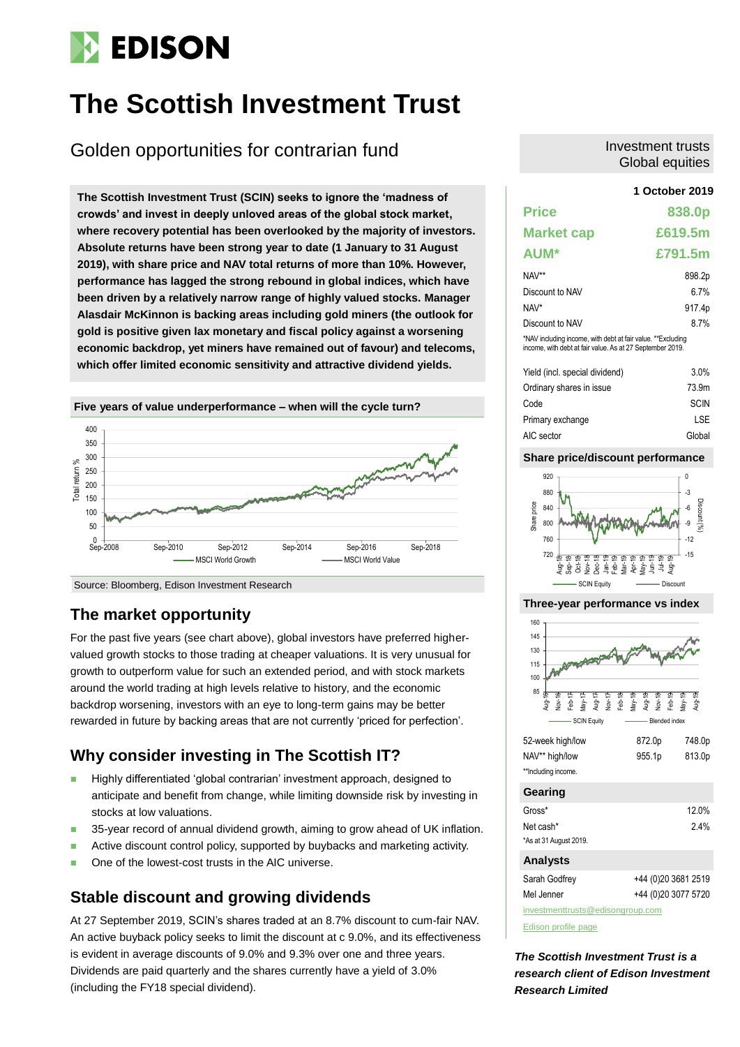# The Scottish Investment Trust

## Golden opportunities for contrarian fund

Investment trusts
Global equities

**1 October 2019**

**The Scottish Investment Trust (SCIN) seeks to ignore the 'madness of crowds' and invest in deeply unloved areas of the global stock market, where recovery potential has been overlooked by the majority of investors. Absolute returns have been strong year to date (1 January to 31 August 2019), with share price and NAV total returns of more than 10%. However, performance has lagged the strong rebound in global indices, which have been driven by a relatively narrow range of highly valued stocks. Manager Alasdair McKinnon is backing areas including gold miners (the outlook for gold is positive given lax monetary and fiscal policy against a worsening economic backdrop, yet miners have remained out of favour) and telecoms, which offer limited economic sensitivity and attractive dividend yields.**

**Five years of value underperformance – when will the cycle turn?**

Source: Bloomberg, Edison Investment Research

## The market opportunity

For the past five years (see chart above), global investors have preferred higher-valued growth stocks to those trading at cheaper valuations. It is very unusual for growth to outperform value for such an extended period, and with stock markets around the world trading at high levels relative to history, and the economic backdrop worsening, investors with an eye to long-term gains may be better rewarded in future by backing areas that are not currently 'priced for perfection'.

## Why consider investing in The Scottish IT?

- Highly differentiated 'global contrarian' investment approach, designed to anticipate and benefit from change, while limiting downside risk by investing in stocks at low valuations.
- 35-year record of annual dividend growth, aiming to grow ahead of UK inflation.
- Active discount control policy, supported by buybacks and marketing activity.
- One of the lowest-cost trusts in the AIC universe.

## Stable discount and growing dividends

At 27 September 2019, SCIN's shares traded at an 8.7% discount to cum-fair NAV. An active buyback policy seeks to limit the discount at c 9.0%, and its effectiveness is evident in average discounts of 9.0% and 9.3% over one and three years. Dividends are paid quarterly and the shares currently have a yield of 3.0% (including the FY18 special dividend).

| | |
|---|---|
| **Price** | **838.0p** |
| **Market cap** | **£619.5m** |
| **AUM*** | **£791.5m** |

| | |
|---|---|
| NAV** | 898.2p |
| Discount to NAV | 6.7% |
| NAV* | 917.4p |
| Discount to NAV | 8.7% |

*NAV including income, with debt at fair value. **Excluding income, with debt at fair value. As at 27 September 2019.

| | |
|---|---|
| Yield (incl. special dividend) | 3.0% |
| Ordinary shares in issue | 73.9m |
| Code | SCIN |
| Primary exchange | LSE |
| AIC sector | Global |

**Share price/discount performance**

**Three-year performance vs index**

| | | |
|---|---|---|
| 52-week high/low | 872.0p | 748.0p |
| NAV** high/low | 955.1p | 813.0p |

**Including income.

**Gearing**

| | |
|---|---|
| Gross* | 12.0% |
| Net cash* | 2.4% |

*As at 31 August 2019.

**Analysts**

| | |
|---|---|
| Sarah Godfrey | +44 (0)20 3681 2519 |
| Mel Jenner | +44 (0)20 3077 5720 |

investmenttrusts@edisongroup.com

Edison profile page

***The Scottish Investment Trust is a research client of Edison Investment Research Limited***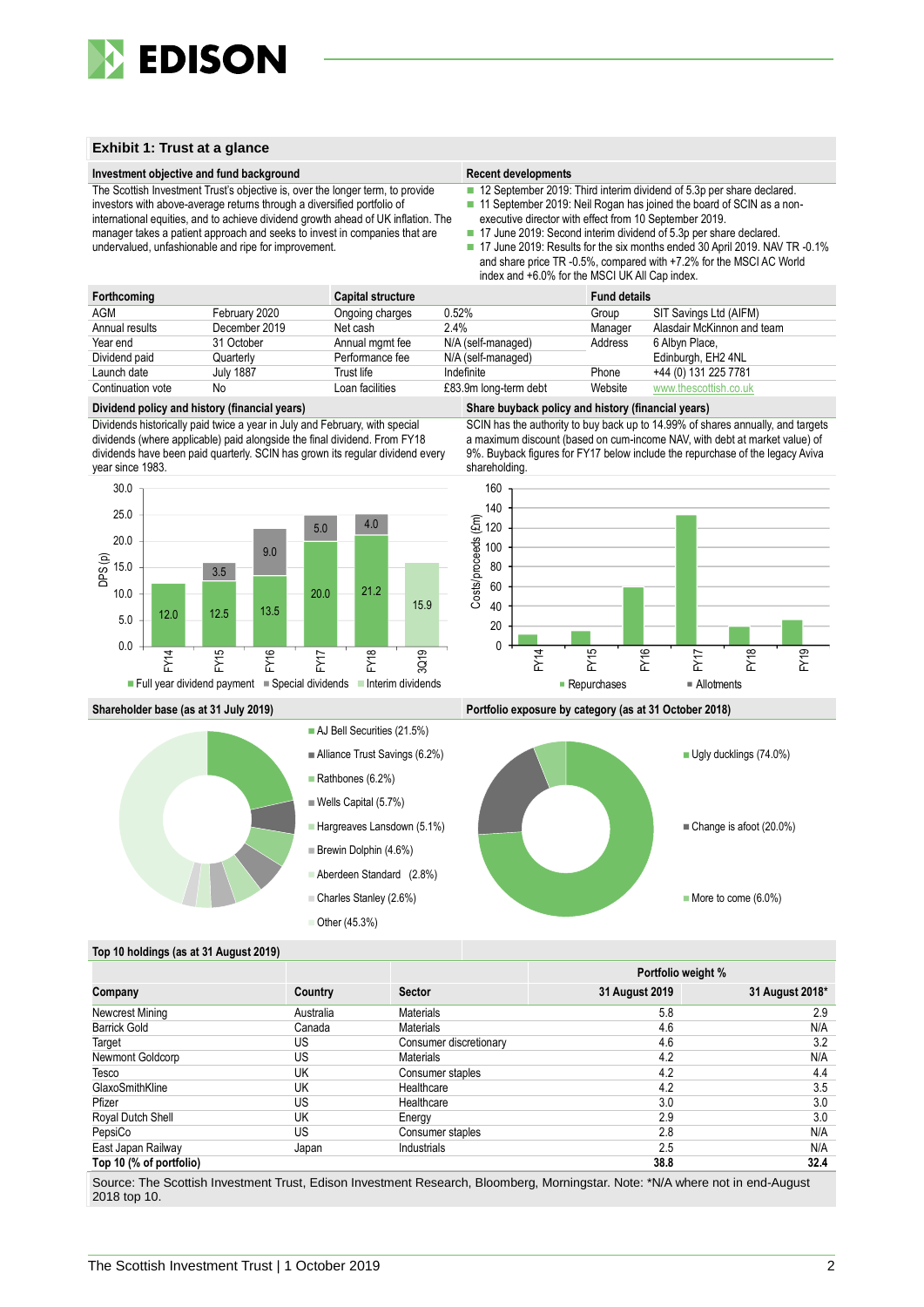## Exhibit 1: Trust at a glance

### Investment objective and fund background

The Scottish Investment Trust's objective is, over the longer term, to provide investors with above-average returns through a diversified portfolio of international equities, and to achieve dividend growth ahead of UK inflation. The manager takes a patient approach and seeks to invest in companies that are undervalued, unfashionable and ripe for improvement.

### Recent developments

- 12 September 2019: Third interim dividend of 5.3p per share declared.
- 11 September 2019: Neil Rogan has joined the board of SCIN as a non-executive director with effect from 10 September 2019.
- 17 June 2019: Second interim dividend of 5.3p per share declared.
- 17 June 2019: Results for the six months ended 30 April 2019. NAV TR -0.1% and share price TR -0.5%, compared with +7.2% for the MSCI AC World index and +6.0% for the MSCI UK All Cap index.

| Forthcoming | | Capital structure | | Fund details | |
|---|---|---|---|---|---|
| AGM | February 2020 | Ongoing charges | 0.52% | Group | SIT Savings Ltd (AIFM) |
| Annual results | December 2019 | Net cash | 2.4% | Manager | Alasdair McKinnon and team |
| Year end | 31 October | Annual mgmt fee | N/A (self-managed) | Address | 6 Albyn Place, |
| Dividend paid | Quarterly | Performance fee | N/A (self-managed) | | Edinburgh, EH2 4NL |
| Launch date | July 1887 | Trust life | Indefinite | Phone | +44 (0) 131 225 7781 |
| Continuation vote | No | Loan facilities | £83.9m long-term debt | Website | www.thescottish.co.uk |

### Dividend policy and history (financial years)

Dividends historically paid twice a year in July and February, with special dividends (where applicable) paid alongside the final dividend. From FY18 dividends have been paid quarterly. SCIN has grown its regular dividend every year since 1983.

| DPS (p) | FY14 | FY15 | FY16 | FY17 | FY18 | 3Q19 |
|---|---|---|---|---|---|---|
| Full year dividend payment | 12.0 | 12.5 | 13.5 | 20.0 | 21.2 | |
| Special dividends | | 3.5 | 9.0 | 5.0 | 4.0 | |
| Interim dividends | | | | | | 15.9 |

### Share buyback policy and history (financial years)

SCIN has the authority to buy back up to 14.99% of shares annually, and targets a maximum discount (based on cum-income NAV, with debt at market value) of 9%. Buyback figures for FY17 below include the repurchase of the legacy Aviva shareholding.

Costs/proceeds (£m) chart: Repurchases and Allotments, FY14–FY19.

### Shareholder base (as at 31 July 2019)

- AJ Bell Securities (21.5%)
- Alliance Trust Savings (6.2%)
- Rathbones (6.2%)
- Wells Capital (5.7%)
- Hargreaves Lansdown (5.1%)
- Brewin Dolphin (4.6%)
- Aberdeen Standard (2.8%)
- Charles Stanley (2.6%)
- Other (45.3%)

### Portfolio exposure by category (as at 31 October 2018)

- Ugly ducklings (74.0%)
- Change is afoot (20.0%)
- More to come (6.0%)

### Top 10 holdings (as at 31 August 2019)

| Company | Country | Sector | Portfolio weight % 31 August 2019 | Portfolio weight % 31 August 2018* |
|---|---|---|---|---|
| Newcrest Mining | Australia | Materials | 5.8 | 2.9 |
| Barrick Gold | Canada | Materials | 4.6 | N/A |
| Target | US | Consumer discretionary | 4.6 | 3.2 |
| Newmont Goldcorp | US | Materials | 4.2 | N/A |
| Tesco | UK | Consumer staples | 4.2 | 4.4 |
| GlaxoSmithKline | UK | Healthcare | 4.2 | 3.5 |
| Pfizer | US | Healthcare | 3.0 | 3.0 |
| Royal Dutch Shell | UK | Energy | 2.9 | 3.0 |
| PepsiCo | US | Consumer staples | 2.8 | N/A |
| East Japan Railway | Japan | Industrials | 2.5 | N/A |
| **Top 10 (% of portfolio)** | | | **38.8** | **32.4** |

Source: The Scottish Investment Trust, Edison Investment Research, Bloomberg, Morningstar. Note: *N/A where not in end-August 2018 top 10.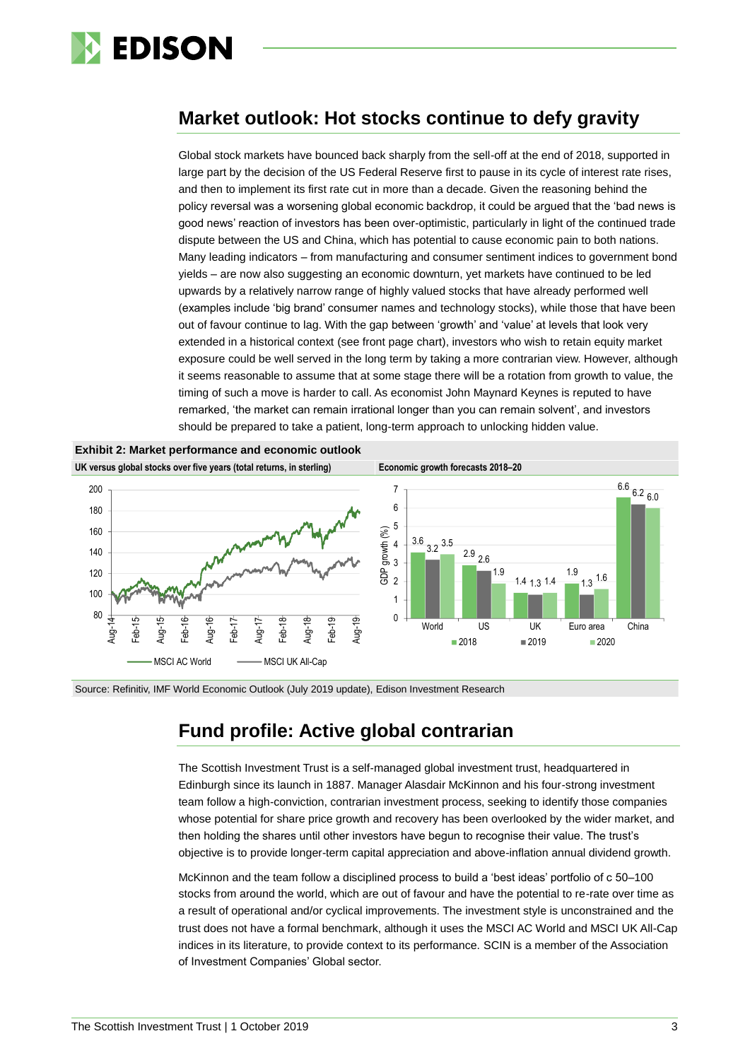## Market outlook: Hot stocks continue to defy gravity

Global stock markets have bounced back sharply from the sell-off at the end of 2018, supported in large part by the decision of the US Federal Reserve first to pause in its cycle of interest rate rises, and then to implement its first rate cut in more than a decade. Given the reasoning behind the policy reversal was a worsening global economic backdrop, it could be argued that the 'bad news is good news' reaction of investors has been over-optimistic, particularly in light of the continued trade dispute between the US and China, which has potential to cause economic pain to both nations. Many leading indicators – from manufacturing and consumer sentiment indices to government bond yields – are now also suggesting an economic downturn, yet markets have continued to be led upwards by a relatively narrow range of highly valued stocks that have already performed well (examples include 'big brand' consumer names and technology stocks), while those that have been out of favour continue to lag. With the gap between 'growth' and 'value' at levels that look very extended in a historical context (see front page chart), investors who wish to retain equity market exposure could be well served in the long term by taking a more contrarian view. However, although it seems reasonable to assume that at some stage there will be a rotation from growth to value, the timing of such a move is harder to call. As economist John Maynard Keynes is reputed to have remarked, 'the market can remain irrational longer than you can remain solvent', and investors should be prepared to take a patient, long-term approach to unlocking hidden value.

**Exhibit 2: Market performance and economic outlook**

**UK versus global stocks over five years (total returns, in sterling)**

(Line chart: MSCI AC World vs MSCI UK All-Cap, Aug-14 to Aug-19)

**Economic growth forecasts 2018–20**

| GDP growth (%) | 2018 | 2019 | 2020 |
|---|---|---|---|
| World | 3.6 | 3.2 | 3.5 |
| US | 2.9 | 2.6 | 1.9 |
| UK | 1.4 | 1.3 | 1.4 |
| Euro area | 1.9 | 1.3 | 1.6 |
| China | 6.6 | 6.2 | 6.0 |

Source: Refinitiv, IMF World Economic Outlook (July 2019 update), Edison Investment Research

## Fund profile: Active global contrarian

The Scottish Investment Trust is a self-managed global investment trust, headquartered in Edinburgh since its launch in 1887. Manager Alasdair McKinnon and his four-strong investment team follow a high-conviction, contrarian investment process, seeking to identify those companies whose potential for share price growth and recovery has been overlooked by the wider market, and then holding the shares until other investors have begun to recognise their value. The trust's objective is to provide longer-term capital appreciation and above-inflation annual dividend growth.

McKinnon and the team follow a disciplined process to build a 'best ideas' portfolio of c 50–100 stocks from around the world, which are out of favour and have the potential to re-rate over time as a result of operational and/or cyclical improvements. The investment style is unconstrained and the trust does not have a formal benchmark, although it uses the MSCI AC World and MSCI UK All-Cap indices in its literature, to provide context to its performance. SCIN is a member of the Association of Investment Companies' Global sector.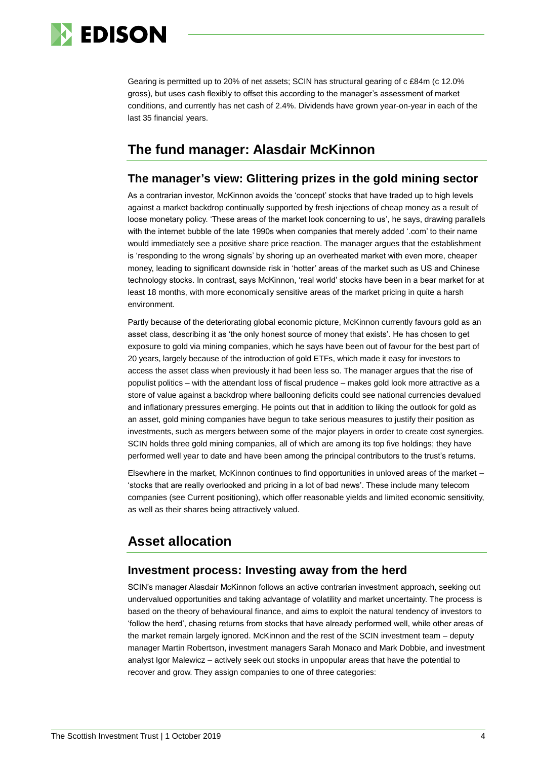Gearing is permitted up to 20% of net assets; SCIN has structural gearing of c £84m (c 12.0% gross), but uses cash flexibly to offset this according to the manager's assessment of market conditions, and currently has net cash of 2.4%. Dividends have grown year-on-year in each of the last 35 financial years.

## The fund manager: Alasdair McKinnon

### The manager's view: Glittering prizes in the gold mining sector

As a contrarian investor, McKinnon avoids the 'concept' stocks that have traded up to high levels against a market backdrop continually supported by fresh injections of cheap money as a result of loose monetary policy. 'These areas of the market look concerning to us', he says, drawing parallels with the internet bubble of the late 1990s when companies that merely added '.com' to their name would immediately see a positive share price reaction. The manager argues that the establishment is 'responding to the wrong signals' by shoring up an overheated market with even more, cheaper money, leading to significant downside risk in 'hotter' areas of the market such as US and Chinese technology stocks. In contrast, says McKinnon, 'real world' stocks have been in a bear market for at least 18 months, with more economically sensitive areas of the market pricing in quite a harsh environment.

Partly because of the deteriorating global economic picture, McKinnon currently favours gold as an asset class, describing it as 'the only honest source of money that exists'. He has chosen to get exposure to gold via mining companies, which he says have been out of favour for the best part of 20 years, largely because of the introduction of gold ETFs, which made it easy for investors to access the asset class when previously it had been less so. The manager argues that the rise of populist politics – with the attendant loss of fiscal prudence – makes gold look more attractive as a store of value against a backdrop where ballooning deficits could see national currencies devalued and inflationary pressures emerging. He points out that in addition to liking the outlook for gold as an asset, gold mining companies have begun to take serious measures to justify their position as investments, such as mergers between some of the major players in order to create cost synergies. SCIN holds three gold mining companies, all of which are among its top five holdings; they have performed well year to date and have been among the principal contributors to the trust's returns.

Elsewhere in the market, McKinnon continues to find opportunities in unloved areas of the market – 'stocks that are really overlooked and pricing in a lot of bad news'. These include many telecom companies (see Current positioning), which offer reasonable yields and limited economic sensitivity, as well as their shares being attractively valued.

## Asset allocation

### Investment process: Investing away from the herd

SCIN's manager Alasdair McKinnon follows an active contrarian investment approach, seeking out undervalued opportunities and taking advantage of volatility and market uncertainty. The process is based on the theory of behavioural finance, and aims to exploit the natural tendency of investors to 'follow the herd', chasing returns from stocks that have already performed well, while other areas of the market remain largely ignored. McKinnon and the rest of the SCIN investment team – deputy manager Martin Robertson, investment managers Sarah Monaco and Mark Dobbie, and investment analyst Igor Malewicz – actively seek out stocks in unpopular areas that have the potential to recover and grow. They assign companies to one of three categories: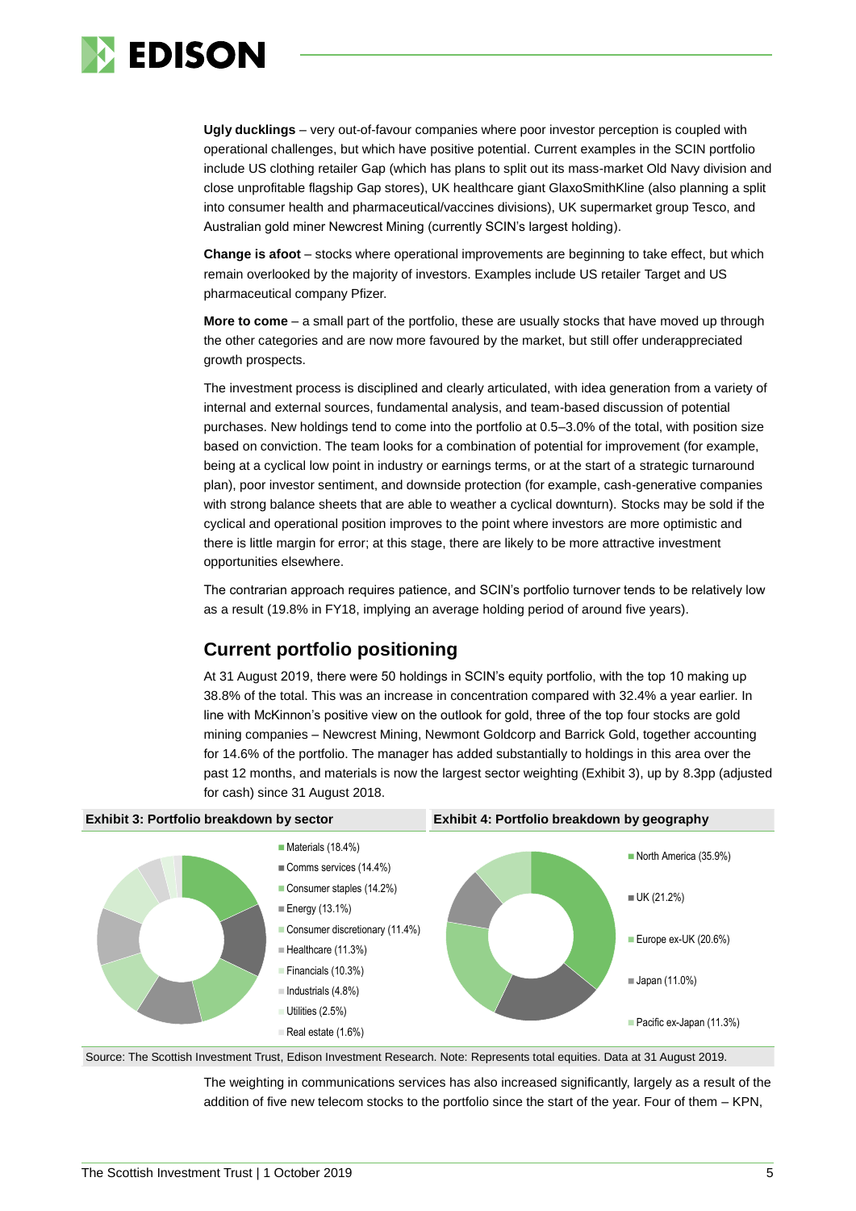**Ugly ducklings** – very out-of-favour companies where poor investor perception is coupled with operational challenges, but which have positive potential. Current examples in the SCIN portfolio include US clothing retailer Gap (which has plans to split out its mass-market Old Navy division and close unprofitable flagship Gap stores), UK healthcare giant GlaxoSmithKline (also planning a split into consumer health and pharmaceutical/vaccines divisions), UK supermarket group Tesco, and Australian gold miner Newcrest Mining (currently SCIN's largest holding).

**Change is afoot** – stocks where operational improvements are beginning to take effect, but which remain overlooked by the majority of investors. Examples include US retailer Target and US pharmaceutical company Pfizer.

**More to come** – a small part of the portfolio, these are usually stocks that have moved up through the other categories and are now more favoured by the market, but still offer underappreciated growth prospects.

The investment process is disciplined and clearly articulated, with idea generation from a variety of internal and external sources, fundamental analysis, and team-based discussion of potential purchases. New holdings tend to come into the portfolio at 0.5–3.0% of the total, with position size based on conviction. The team looks for a combination of potential for improvement (for example, being at a cyclical low point in industry or earnings terms, or at the start of a strategic turnaround plan), poor investor sentiment, and downside protection (for example, cash-generative companies with strong balance sheets that are able to weather a cyclical downturn). Stocks may be sold if the cyclical and operational position improves to the point where investors are more optimistic and there is little margin for error; at this stage, there are likely to be more attractive investment opportunities elsewhere.

The contrarian approach requires patience, and SCIN's portfolio turnover tends to be relatively low as a result (19.8% in FY18, implying an average holding period of around five years).

## Current portfolio positioning

At 31 August 2019, there were 50 holdings in SCIN's equity portfolio, with the top 10 making up 38.8% of the total. This was an increase in concentration compared with 32.4% a year earlier. In line with McKinnon's positive view on the outlook for gold, three of the top four stocks are gold mining companies – Newcrest Mining, Newmont Goldcorp and Barrick Gold, together accounting for 14.6% of the portfolio. The manager has added substantially to holdings in this area over the past 12 months, and materials is now the largest sector weighting (Exhibit 3), up by 8.3pp (adjusted for cash) since 31 August 2018.

**Exhibit 3: Portfolio breakdown by sector**

- Materials (18.4%)
- Comms services (14.4%)
- Consumer staples (14.2%)
- Energy (13.1%)
- Consumer discretionary (11.4%)
- Healthcare (11.3%)
- Financials (10.3%)
- Industrials (4.8%)
- Utilities (2.5%)
- Real estate (1.6%)

**Exhibit 4: Portfolio breakdown by geography**

- North America (35.9%)
- UK (21.2%)
- Europe ex-UK (20.6%)
- Japan (11.0%)
- Pacific ex-Japan (11.3%)

Source: The Scottish Investment Trust, Edison Investment Research. Note: Represents total equities. Data at 31 August 2019.

The weighting in communications services has also increased significantly, largely as a result of the addition of five new telecom stocks to the portfolio since the start of the year. Four of them – KPN,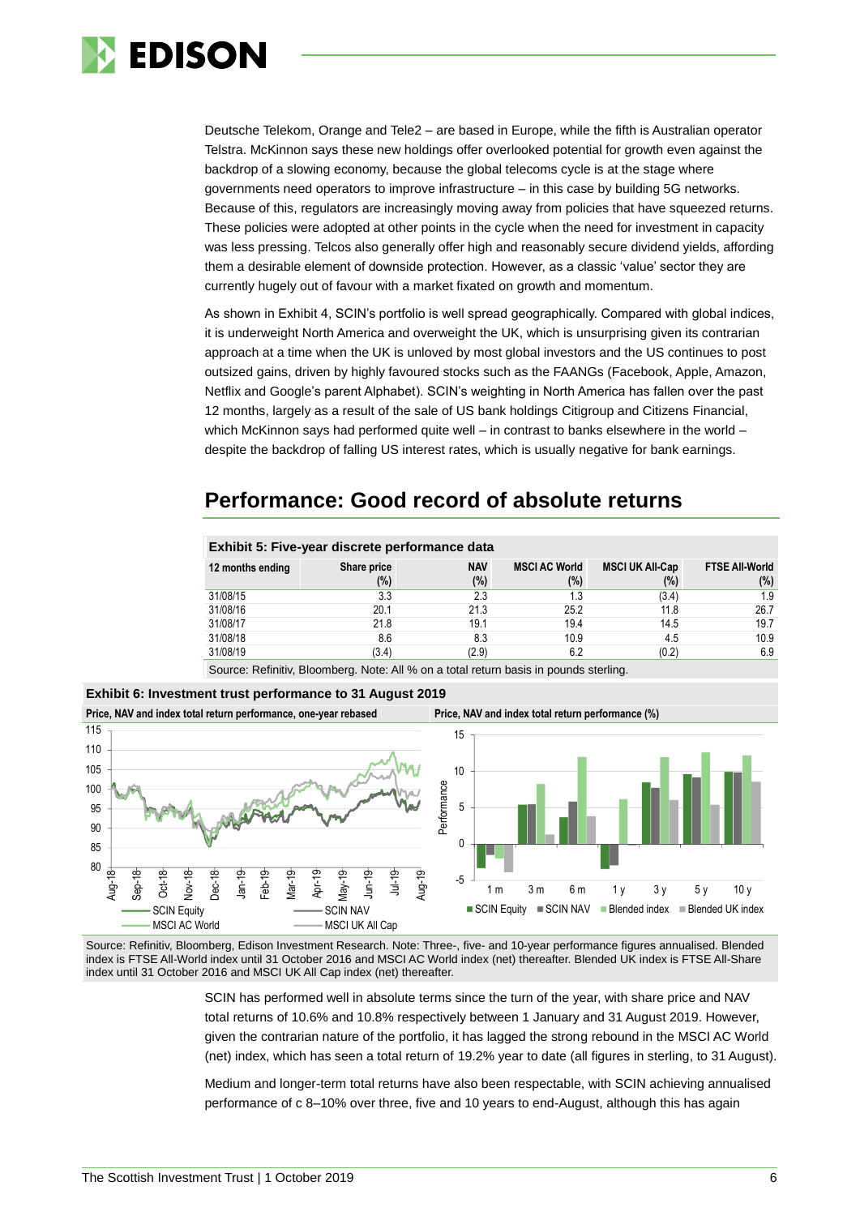Deutsche Telekom, Orange and Tele2 – are based in Europe, while the fifth is Australian operator Telstra. McKinnon says these new holdings offer overlooked potential for growth even against the backdrop of a slowing economy, because the global telecoms cycle is at the stage where governments need operators to improve infrastructure – in this case by building 5G networks. Because of this, regulators are increasingly moving away from policies that have squeezed returns. These policies were adopted at other points in the cycle when the need for investment in capacity was less pressing. Telcos also generally offer high and reasonably secure dividend yields, affording them a desirable element of downside protection. However, as a classic 'value' sector they are currently hugely out of favour with a market fixated on growth and momentum.

As shown in Exhibit 4, SCIN's portfolio is well spread geographically. Compared with global indices, it is underweight North America and overweight the UK, which is unsurprising given its contrarian approach at a time when the UK is unloved by most global investors and the US continues to post outsized gains, driven by highly favoured stocks such as the FAANGs (Facebook, Apple, Amazon, Netflix and Google's parent Alphabet). SCIN's weighting in North America has fallen over the past 12 months, largely as a result of the sale of US bank holdings Citigroup and Citizens Financial, which McKinnon says had performed quite well – in contrast to banks elsewhere in the world – despite the backdrop of falling US interest rates, which is usually negative for bank earnings.

## Performance: Good record of absolute returns

**Exhibit 5: Five-year discrete performance data**

| 12 months ending | Share price (%) | NAV (%) | MSCI AC World (%) | MSCI UK All-Cap (%) | FTSE All-World (%) |
|---|---|---|---|---|---|
| 31/08/15 | 3.3 | 2.3 | 1.3 | (3.4) | 1.9 |
| 31/08/16 | 20.1 | 21.3 | 25.2 | 11.8 | 26.7 |
| 31/08/17 | 21.8 | 19.1 | 19.4 | 14.5 | 19.7 |
| 31/08/18 | 8.6 | 8.3 | 10.9 | 4.5 | 10.9 |
| 31/08/19 | (3.4) | (2.9) | 6.2 | (0.2) | 6.9 |

Source: Refinitiv, Bloomberg. Note: All % on a total return basis in pounds sterling.

**Exhibit 6: Investment trust performance to 31 August 2019**

Price, NAV and index total return performance, one-year rebased

Price, NAV and index total return performance (%)

Source: Refinitiv, Bloomberg, Edison Investment Research. Note: Three-, five- and 10-year performance figures annualised. Blended index is FTSE All-World index until 31 October 2016 and MSCI AC World index (net) thereafter. Blended UK index is FTSE All-Share index until 31 October 2016 and MSCI UK All Cap index (net) thereafter.

SCIN has performed well in absolute terms since the turn of the year, with share price and NAV total returns of 10.6% and 10.8% respectively between 1 January and 31 August 2019. However, given the contrarian nature of the portfolio, it has lagged the strong rebound in the MSCI AC World (net) index, which has seen a total return of 19.2% year to date (all figures in sterling, to 31 August).

Medium and longer-term total returns have also been respectable, with SCIN achieving annualised performance of c 8–10% over three, five and 10 years to end-August, although this has again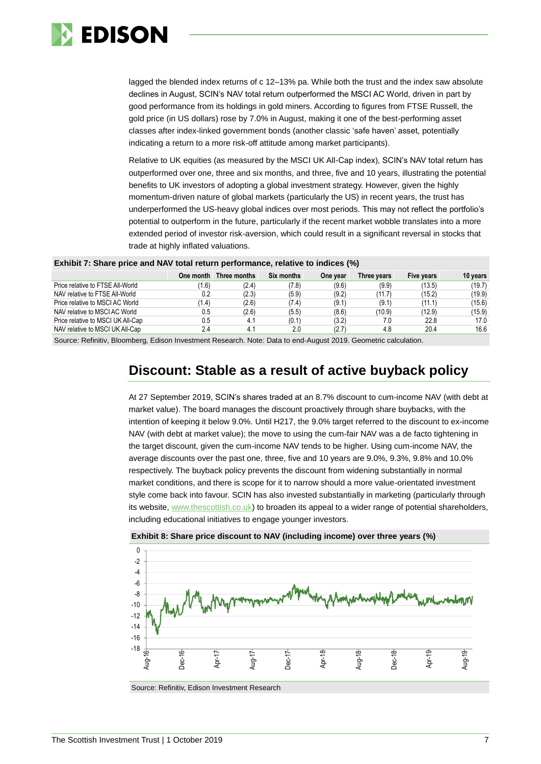lagged the blended index returns of c 12–13% pa. While both the trust and the index saw absolute declines in August, SCIN's NAV total return outperformed the MSCI AC World, driven in part by good performance from its holdings in gold miners. According to figures from FTSE Russell, the gold price (in US dollars) rose by 7.0% in August, making it one of the best-performing asset classes after index-linked government bonds (another classic 'safe haven' asset, potentially indicating a return to a more risk-off attitude among market participants).

Relative to UK equities (as measured by the MSCI UK All-Cap index), SCIN's NAV total return has outperformed over one, three and six months, and three, five and 10 years, illustrating the potential benefits to UK investors of adopting a global investment strategy. However, given the highly momentum-driven nature of global markets (particularly the US) in recent years, the trust has underperformed the US-heavy global indices over most periods. This may not reflect the portfolio's potential to outperform in the future, particularly if the recent market wobble translates into a more extended period of investor risk-aversion, which could result in a significant reversal in stocks that trade at highly inflated valuations.

**Exhibit 7: Share price and NAV total return performance, relative to indices (%)**

| | One month | Three months | Six months | One year | Three years | Five years | 10 years |
|---|---|---|---|---|---|---|---|
| Price relative to FTSE All-World | (1.6) | (2.4) | (7.8) | (9.6) | (9.9) | (13.5) | (19.7) |
| NAV relative to FTSE All-World | 0.2 | (2.3) | (5.9) | (9.2) | (11.7) | (15.2) | (19.9) |
| Price relative to MSCI AC World | (1.4) | (2.6) | (7.4) | (9.1) | (9.1) | (11.1) | (15.6) |
| NAV relative to MSCI AC World | 0.5 | (2.6) | (5.5) | (8.6) | (10.9) | (12.9) | (15.9) |
| Price relative to MSCI UK All-Cap | 0.5 | 4.1 | (0.1) | (3.2) | 7.0 | 22.8 | 17.0 |
| NAV relative to MSCI UK All-Cap | 2.4 | 4.1 | 2.0 | (2.7) | 4.8 | 20.4 | 16.6 |

Source: Refinitiv, Bloomberg, Edison Investment Research. Note: Data to end-August 2019. Geometric calculation.

## Discount: Stable as a result of active buyback policy

At 27 September 2019, SCIN's shares traded at an 8.7% discount to cum-income NAV (with debt at market value). The board manages the discount proactively through share buybacks, with the intention of keeping it below 9.0%. Until H217, the 9.0% target referred to the discount to ex-income NAV (with debt at market value); the move to using the cum-fair NAV was a de facto tightening in the target discount, given the cum-income NAV tends to be higher. Using cum-income NAV, the average discounts over the past one, three, five and 10 years are 9.0%, 9.3%, 9.8% and 10.0% respectively. The buyback policy prevents the discount from widening substantially in normal market conditions, and there is scope for it to narrow should a more value-orientated investment style come back into favour. SCIN has also invested substantially in marketing (particularly through its website, www.thescottish.co.uk) to broaden its appeal to a wider range of potential shareholders, including educational initiatives to engage younger investors.

**Exhibit 8: Share price discount to NAV (including income) over three years (%)**

Source: Refinitiv, Edison Investment Research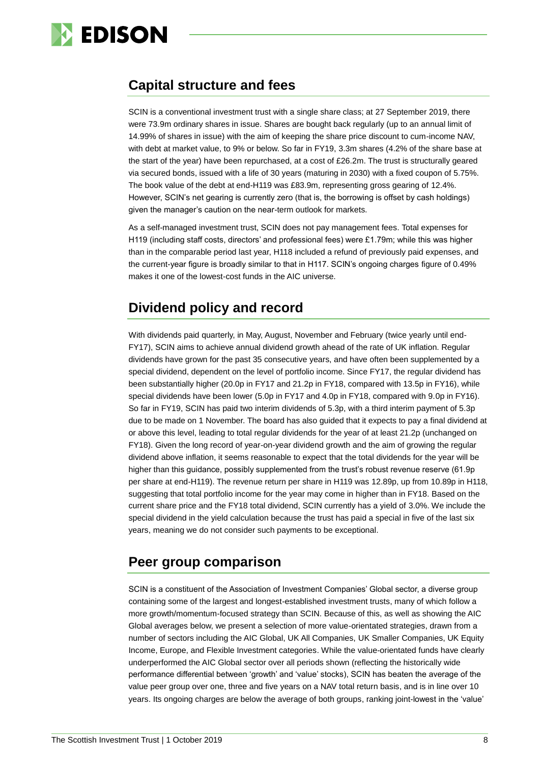## Capital structure and fees

SCIN is a conventional investment trust with a single share class; at 27 September 2019, there were 73.9m ordinary shares in issue. Shares are bought back regularly (up to an annual limit of 14.99% of shares in issue) with the aim of keeping the share price discount to cum-income NAV, with debt at market value, to 9% or below. So far in FY19, 3.3m shares (4.2% of the share base at the start of the year) have been repurchased, at a cost of £26.2m. The trust is structurally geared via secured bonds, issued with a life of 30 years (maturing in 2030) with a fixed coupon of 5.75%. The book value of the debt at end-H119 was £83.9m, representing gross gearing of 12.4%. However, SCIN's net gearing is currently zero (that is, the borrowing is offset by cash holdings) given the manager's caution on the near-term outlook for markets.

As a self-managed investment trust, SCIN does not pay management fees. Total expenses for H119 (including staff costs, directors' and professional fees) were £1.79m; while this was higher than in the comparable period last year, H118 included a refund of previously paid expenses, and the current-year figure is broadly similar to that in H117. SCIN's ongoing charges figure of 0.49% makes it one of the lowest-cost funds in the AIC universe.

## Dividend policy and record

With dividends paid quarterly, in May, August, November and February (twice yearly until end-FY17), SCIN aims to achieve annual dividend growth ahead of the rate of UK inflation. Regular dividends have grown for the past 35 consecutive years, and have often been supplemented by a special dividend, dependent on the level of portfolio income. Since FY17, the regular dividend has been substantially higher (20.0p in FY17 and 21.2p in FY18, compared with 13.5p in FY16), while special dividends have been lower (5.0p in FY17 and 4.0p in FY18, compared with 9.0p in FY16). So far in FY19, SCIN has paid two interim dividends of 5.3p, with a third interim payment of 5.3p due to be made on 1 November. The board has also guided that it expects to pay a final dividend at or above this level, leading to total regular dividends for the year of at least 21.2p (unchanged on FY18). Given the long record of year-on-year dividend growth and the aim of growing the regular dividend above inflation, it seems reasonable to expect that the total dividends for the year will be higher than this guidance, possibly supplemented from the trust's robust revenue reserve (61.9p per share at end-H119). The revenue return per share in H119 was 12.89p, up from 10.89p in H118, suggesting that total portfolio income for the year may come in higher than in FY18. Based on the current share price and the FY18 total dividend, SCIN currently has a yield of 3.0%. We include the special dividend in the yield calculation because the trust has paid a special in five of the last six years, meaning we do not consider such payments to be exceptional.

## Peer group comparison

SCIN is a constituent of the Association of Investment Companies' Global sector, a diverse group containing some of the largest and longest-established investment trusts, many of which follow a more growth/momentum-focused strategy than SCIN. Because of this, as well as showing the AIC Global averages below, we present a selection of more value-orientated strategies, drawn from a number of sectors including the AIC Global, UK All Companies, UK Smaller Companies, UK Equity Income, Europe, and Flexible Investment categories. While the value-orientated funds have clearly underperformed the AIC Global sector over all periods shown (reflecting the historically wide performance differential between 'growth' and 'value' stocks), SCIN has beaten the average of the value peer group over one, three and five years on a NAV total return basis, and is in line over 10 years. Its ongoing charges are below the average of both groups, ranking joint-lowest in the 'value'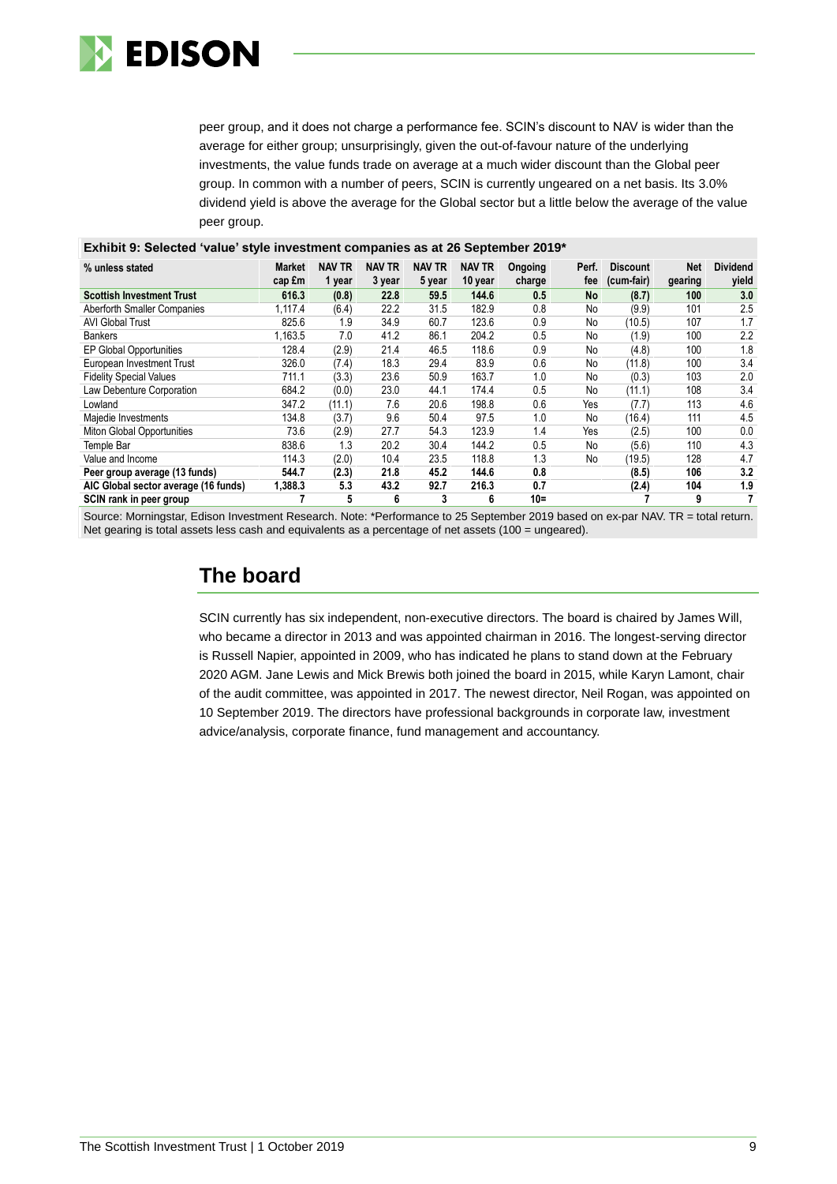peer group, and it does not charge a performance fee. SCIN's discount to NAV is wider than the average for either group; unsurprisingly, given the out-of-favour nature of the underlying investments, the value funds trade on average at a much wider discount than the Global peer group. In common with a number of peers, SCIN is currently ungeared on a net basis. Its 3.0% dividend yield is above the average for the Global sector but a little below the average of the value peer group.

**Exhibit 9: Selected 'value' style investment companies as at 26 September 2019***

| % unless stated | Market cap £m | NAV TR 1 year | NAV TR 3 year | NAV TR 5 year | NAV TR 10 year | Ongoing charge | Perf. fee | Discount (cum-fair) | Net gearing | Dividend yield |
|---|---|---|---|---|---|---|---|---|---|---|
| **Scottish Investment Trust** | **616.3** | **(0.8)** | **22.8** | **59.5** | **144.6** | **0.5** | **No** | **(8.7)** | **100** | **3.0** |
| Aberforth Smaller Companies | 1,117.4 | (6.4) | 22.2 | 31.5 | 182.9 | 0.8 | No | (9.9) | 101 | 2.5 |
| AVI Global Trust | 825.6 | 1.9 | 34.9 | 60.7 | 123.6 | 0.9 | No | (10.5) | 107 | 1.7 |
| Bankers | 1,163.5 | 7.0 | 41.2 | 86.1 | 204.2 | 0.5 | No | (1.9) | 100 | 2.2 |
| EP Global Opportunities | 128.4 | (2.9) | 21.4 | 46.5 | 118.6 | 0.9 | No | (4.8) | 100 | 1.8 |
| European Investment Trust | 326.0 | (7.4) | 18.3 | 29.4 | 83.9 | 0.6 | No | (11.8) | 100 | 3.4 |
| Fidelity Special Values | 711.1 | (3.3) | 23.6 | 50.9 | 163.7 | 1.0 | No | (0.3) | 103 | 2.0 |
| Law Debenture Corporation | 684.2 | (0.0) | 23.0 | 44.1 | 174.4 | 0.5 | No | (11.1) | 108 | 3.4 |
| Lowland | 347.2 | (11.1) | 7.6 | 20.6 | 198.8 | 0.6 | Yes | (7.7) | 113 | 4.6 |
| Majedie Investments | 134.8 | (3.7) | 9.6 | 50.4 | 97.5 | 1.0 | No | (16.4) | 111 | 4.5 |
| Miton Global Opportunities | 73.6 | (2.9) | 27.7 | 54.3 | 123.9 | 1.4 | Yes | (2.5) | 100 | 0.0 |
| Temple Bar | 838.6 | 1.3 | 20.2 | 30.4 | 144.2 | 0.5 | No | (5.6) | 110 | 4.3 |
| Value and Income | 114.3 | (2.0) | 10.4 | 23.5 | 118.8 | 1.3 | No | (19.5) | 128 | 4.7 |
| **Peer group average (13 funds)** | **544.7** | **(2.3)** | **21.8** | **45.2** | **144.6** | **0.8** | | **(8.5)** | **106** | **3.2** |
| **AIC Global sector average (16 funds)** | **1,388.3** | **5.3** | **43.2** | **92.7** | **216.3** | **0.7** | | **(2.4)** | **104** | **1.9** |
| **SCIN rank in peer group** | **7** | **5** | **6** | **3** | **6** | **10=** | | **7** | **9** | **7** |

Source: Morningstar, Edison Investment Research. Note: *Performance to 25 September 2019 based on ex-par NAV. TR = total return. Net gearing is total assets less cash and equivalents as a percentage of net assets (100 = ungeared).

## The board

SCIN currently has six independent, non-executive directors. The board is chaired by James Will, who became a director in 2013 and was appointed chairman in 2016. The longest-serving director is Russell Napier, appointed in 2009, who has indicated he plans to stand down at the February 2020 AGM. Jane Lewis and Mick Brewis both joined the board in 2015, while Karyn Lamont, chair of the audit committee, was appointed in 2017. The newest director, Neil Rogan, was appointed on 10 September 2019. The directors have professional backgrounds in corporate law, investment advice/analysis, corporate finance, fund management and accountancy.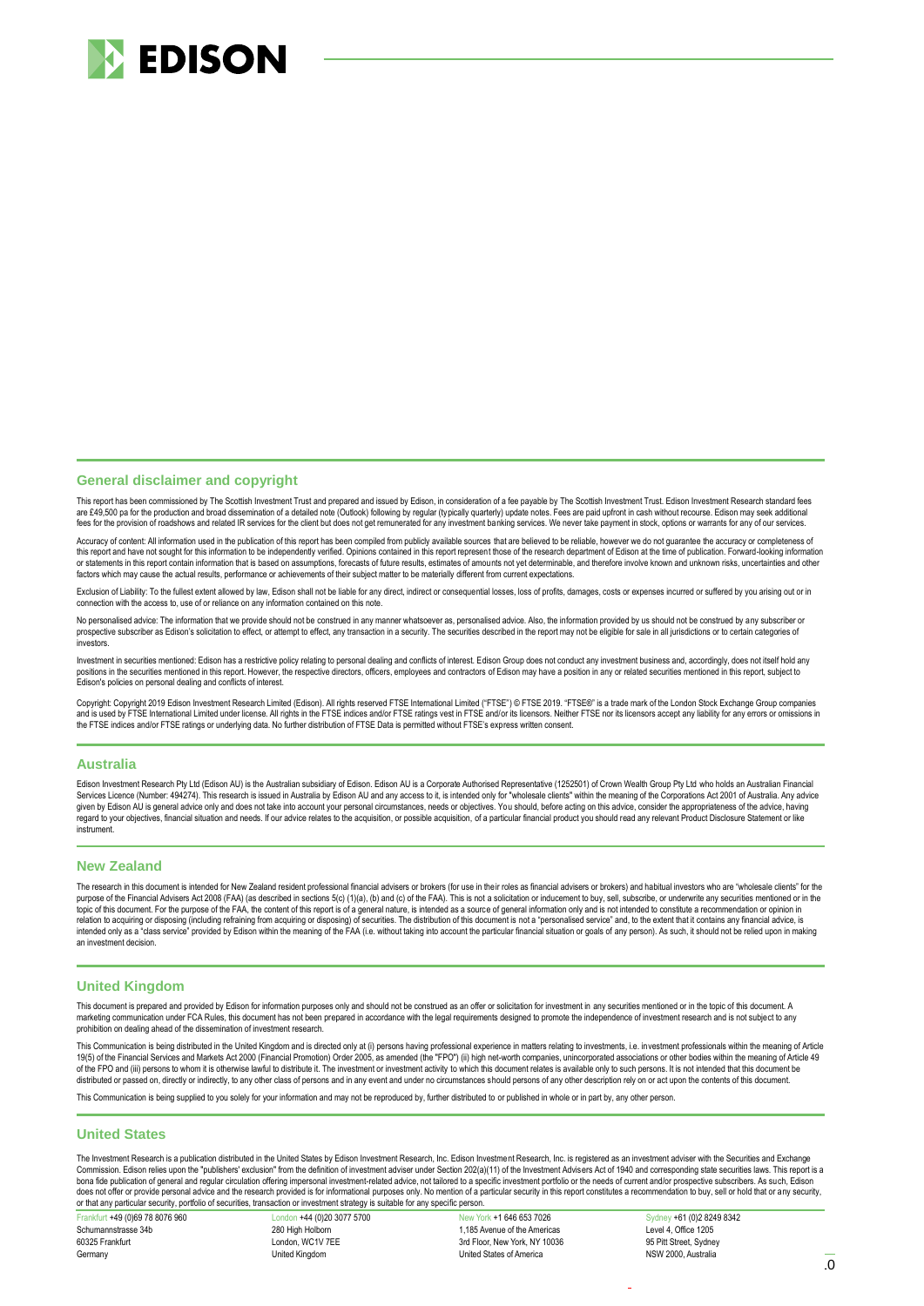## General disclaimer and copyright

This report has been commissioned by The Scottish Investment Trust and prepared and issued by Edison, in consideration of a fee payable by The Scottish Investment Trust. Edison Investment Research standard fees are £49,500 pa for the production and broad dissemination of a detailed note (Outlook) following by regular (typically quarterly) update notes. Fees are paid upfront in cash without recourse. Edison may seek additional fees for the provision of roadshows and related IR services for the client but does not get remunerated for any investment banking services. We never take payment in stock, options or warrants for any of our services.

Accuracy of content: All information used in the publication of this report has been compiled from publicly available sources that are believed to be reliable, however we do not guarantee the accuracy or completeness of this report and have not sought for this information to be independently verified. Opinions contained in this report represent those of the research department of Edison at the time of publication. Forward-looking information or statements in this report contain information that is based on assumptions, forecasts of future results, estimates of amounts not yet determinable, and therefore involve known and unknown risks, uncertainties and other factors which may cause the actual results, performance or achievements of their subject matter to be materially different from current expectations.

Exclusion of Liability: To the fullest extent allowed by law, Edison shall not be liable for any direct, indirect or consequential losses, loss of profits, damages, costs or expenses incurred or suffered by you arising out or in connection with the access to, use of or reliance on any information contained on this note.

No personalised advice: The information that we provide should not be construed in any manner whatsoever as, personalised advice. Also, the information provided by us should not be construed by any subscriber or prospective subscriber as Edison's solicitation to effect, or attempt to effect, any transaction in a security. The securities described in the report may not be eligible for sale in all jurisdictions or to certain categories of investors.

Investment in securities mentioned: Edison has a restrictive policy relating to personal dealing and conflicts of interest. Edison Group does not conduct any investment business and, accordingly, does not itself hold any positions in the securities mentioned in this report. However, the respective directors, officers, employees and contractors of Edison may have a position in any or related securities mentioned in this report, subject to Edison's policies on personal dealing and conflicts of interest.

Copyright: Copyright 2019 Edison Investment Research Limited (Edison). All rights reserved FTSE International Limited ("FTSE") © FTSE 2019. "FTSE®" is a trade mark of the London Stock Exchange Group companies and is used by FTSE International Limited under license. All rights in the FTSE indices and/or FTSE ratings vest in FTSE and/or its licensors. Neither FTSE nor its licensors accept any liability for any errors or omissions in the FTSE indices and/or FTSE ratings or underlying data. No further distribution of FTSE Data is permitted without FTSE's express written consent.

## Australia

Edison Investment Research Pty Ltd (Edison AU) is the Australian subsidiary of Edison. Edison AU is a Corporate Authorised Representative (1252501) of Crown Wealth Group Pty Ltd who holds an Australian Financial Services Licence (Number: 494274). This research is issued in Australia by Edison AU and any access to it, is intended only for "wholesale clients" within the meaning of the Corporations Act 2001 of Australia. Any advice given by Edison AU is general advice only and does not take into account your personal circumstances, needs or objectives. You should, before acting on this advice, consider the appropriateness of the advice, having regard to your objectives, financial situation and needs. If our advice relates to the acquisition, or possible acquisition, of a particular financial product you should read any relevant Product Disclosure Statement or like instrument.

## New Zealand

The research in this document is intended for New Zealand resident professional financial advisers or brokers (for use in their roles as financial advisers or brokers) and habitual investors who are "wholesale clients" for the purpose of the Financial Advisers Act 2008 (FAA) (as described in sections 5(c) (1)(a), (b) and (c) of the FAA). This is not a solicitation or inducement to buy, sell, subscribe, or underwrite any securities mentioned or in the topic of this document. For the purpose of the FAA, the content of this report is of a general nature, is intended as a source of general information only and is not intended to constitute a recommendation or opinion in relation to acquiring or disposing (including refraining from acquiring or disposing) of securities. The distribution of this document is not a "personalised service" and, to the extent that it contains any financial advice, is intended only as a "class service" provided by Edison within the meaning of the FAA (i.e. without taking into account the particular financial situation or goals of any person). As such, it should not be relied upon in making an investment decision.

## United Kingdom

This document is prepared and provided by Edison for information purposes only and should not be construed as an offer or solicitation for investment in any securities mentioned or in the topic of this document. A marketing communication under FCA Rules, this document has not been prepared in accordance with the legal requirements designed to promote the independence of investment research and is not subject to any prohibition on dealing ahead of the dissemination of investment research.

This Communication is being distributed in the United Kingdom and is directed only at (i) persons having professional experience in matters relating to investments, i.e. investment professionals within the meaning of Article 19(5) of the Financial Services and Markets Act 2000 (Financial Promotion) Order 2005, as amended (the "FPO") (ii) high net-worth companies, unincorporated associations or other bodies within the meaning of Article 49 of the FPO and (iii) persons to whom it is otherwise lawful to distribute it. The investment or investment activity to which this document relates is available only to such persons. It is not intended that this document be distributed or passed on, directly or indirectly, to any other class of persons and in any event and under no circumstances should persons of any other description rely on or act upon the contents of this document.

This Communication is being supplied to you solely for your information and may not be reproduced by, further distributed to or published in whole or in part by, any other person.

## United States

The Investment Research is a publication distributed in the United States by Edison Investment Research, Inc. Edison Investment Research, Inc. is registered as an investment adviser with the Securities and Exchange Commission. Edison relies upon the "publishers' exclusion" from the definition of investment adviser under Section 202(a)(11) of the Investment Advisers Act of 1940 and corresponding state securities laws. This report is a bona fide publication of general and regular circulation offering impersonal investment-related advice, not tailored to a specific investment portfolio or the needs of current and/or prospective subscribers. As such, Edison does not offer or provide personal advice and the research provided is for informational purposes only. No mention of a particular security in this report constitutes a recommendation to buy, sell or hold that or any security, or that any particular security, portfolio of securities, transaction or investment strategy is suitable for any specific person.

Frankfurt +49 (0)69 78 8076 960
Schumannstrasse 34b
60325 Frankfurt
Germany

London +44 (0)20 3077 5700
280 High Holborn
London, WC1V 7EE
United Kingdom

New York +1 646 653 7026
1,185 Avenue of the Americas
3rd Floor, New York, NY 10036
United States of America

Sydney +61 (0)2 8249 8342
Level 4, Office 1205
95 Pitt Street, Sydney
NSW 2000, Australia